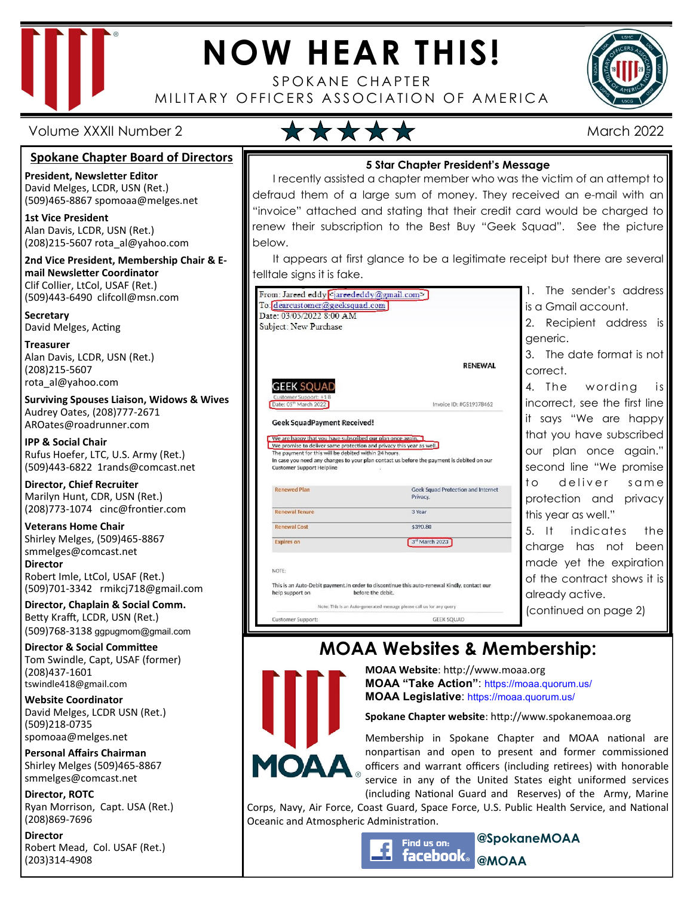# NOW HEAR THIS!

SPOKANE CHAPTER

MILITARY OFFICERS ASSOCIATION OF AMERICA

Volume XXXII Number 2 ★★★★★ March 2022

## Spokane Chapter Board of Directors

**President, Newsletter Editor**
David Melges, LCDR, USN (Ret.)
(509)465-8867 spomoaa@melges.net

**1st Vice President**
Alan Davis, LCDR, USN (Ret.)
(208)215-5607 rota_al@yahoo.com

**2nd Vice President, Membership Chair & E-mail Newsletter Coordinator**
Clif Collier, LtCol, USAF (Ret.)
(509)443-6490 clifcoll@msn.com

**Secretary**
David Melges, Acting

**Treasurer**
Alan Davis, LCDR, USN (Ret.)
(208)215-5607
rota_al@yahoo.com

**Surviving Spouses Liaison, Widows & Wives**
Audrey Oates, (208)777-2671
AROates@roadrunner.com

**IPP & Social Chair**
Rufus Hoefer, LTC, U.S. Army (Ret.)
(509)443-6822 1rands@comcast.net

**Director, Chief Recruiter**
Marilyn Hunt, CDR, USN (Ret.)
(208)773-1074 cinc@frontier.com

**Veterans Home Chair**
Shirley Melges, (509)465-8867
smmelges@comcast.net

**Director**
Robert Imle, LtCol, USAF (Ret.)
(509)701-3342 rmikcj718@gmail.com

**Director, Chaplain & Social Comm.**
Betty Krafft, LCDR, USN (Ret.)
(509)768-3138 ggpugmom@gmail.com

**Director & Social Committee**
Tom Swindle, Capt, USAF (former)
(208)437-1601
tswindle418@gmail.com

**Website Coordinator**
David Melges, LCDR USN (Ret.)
(509)218-0735
spomoaa@melges.net

**Personal Affairs Chairman**
Shirley Melges (509)465-8867
smmelges@comcast.net

**Director, ROTC**
Ryan Morrison, Capt. USA (Ret.)
(208)869-7696

**Director**
Robert Mead, Col. USAF (Ret.)
(203)314-4908

## 5 Star Chapter President's Message

I recently assisted a chapter member who was the victim of an attempt to defraud them of a large sum of money. They received an e-mail with an "invoice" attached and stating that their credit card would be charged to renew their subscription to the Best Buy "Geek Squad". See the picture below.

It appears at first glance to be a legitimate receipt but there are several telltale signs it is fake.

1. The sender's address is a Gmail account.
2. Recipient address is generic.
3. The date format is not correct.
4. The wording is incorrect, see the first line it says "We are happy that you have subscribed our plan once again." second line "We promise to deliver same protection and privacy this year as well."
5. It indicates the charge has not been made yet the expiration of the contract shows it is already active.

(continued on page 2)

## MOAA Websites & Membership:

**MOAA Website**: http://www.moaa.org
**MOAA "Take Action"**: https://moaa.quorum.us/
**MOAA Legislative**: https://moaa.quorum.us/

**Spokane Chapter website**: http://www.spokanemoaa.org

Membership in Spokane Chapter and MOAA national are nonpartisan and open to present and former commissioned officers and warrant officers (including retirees) with honorable service in any of the United States eight uniformed services (including National Guard and Reserves) of the Army, Marine Corps, Navy, Air Force, Coast Guard, Space Force, U.S. Public Health Service, and National Oceanic and Atmospheric Administration.

Find us on: facebook **@SpokaneMOAA** **@MOAA**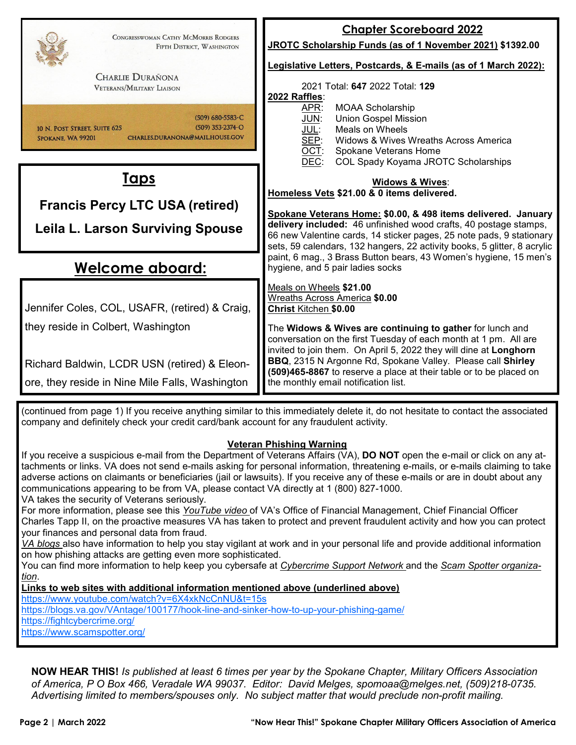CONGRESSWOMAN CATHY MCMORRIS RODGERS
FIFTH DISTRICT, WASHINGTON

CHARLIE DURAÑONA
VETERANS/MILITARY LIAISON

10 N. POST STREET, SUITE 625
SPOKANE, WA 99201

(509) 680-5583-C
(509) 353-2374-O
CHARLES.DURANONA@MAIL.HOUSE.GOV

## Taps

**Francis Percy LTC USA (retired)**

**Leila L. Larson Surviving Spouse**

## Welcome aboard:

Jennifer Coles, COL, USAFR, (retired) & Craig, they reside in Colbert, Washington

Richard Baldwin, LCDR USN (retired) & Eleonore, they reside in Nine Mile Falls, Washington

## Chapter Scoreboard 2022

**JROTC Scholarship Funds (as of 1 November 2021) $1392.00**

**Legislative Letters, Postcards, & E-mails (as of 1 March 2022):**

2021 Total: **647** 2022 Total: **129**

**2022 Raffles**:

- APR: MOAA Scholarship
- JUN: Union Gospel Mission
- JUL: Meals on Wheels
- SEP: Widows & Wives Wreaths Across America
- OCT: Spokane Veterans Home
- DEC: COL Spady Koyama JROTC Scholarships

**Widows & Wives**:

**Homeless Vets $21.00 & 0 items delivered.**

**Spokane Veterans Home: $0.00, & 498 items delivered. January delivery included:** 46 unfinished wood crafts, 40 postage stamps, 66 new Valentine cards, 14 sticker pages, 25 note pads, 9 stationary sets, 59 calendars, 132 hangers, 22 activity books, 5 glitter, 8 acrylic paint, 6 mag., 3 Brass Button bears, 43 Women's hygiene, 15 men's hygiene, and 5 pair ladies socks

Meals on Wheels **$21.00**
Wreaths Across America **$0.00**
**Christ Kitchen $0.00**

The **Widows & Wives are continuing to gather** for lunch and conversation on the first Tuesday of each month at 1 pm. All are invited to join them. On April 5, 2022 they will dine at **Longhorn BBQ**, 2315 N Argonne Rd, Spokane Valley. Please call **Shirley (509)465-8867** to reserve a place at their table or to be placed on the monthly email notification list.

(continued from page 1) If you receive anything similar to this immediately delete it, do not hesitate to contact the associated company and definitely check your credit card/bank account for any fraudulent activity.

**Veteran Phishing Warning**

If you receive a suspicious e-mail from the Department of Veterans Affairs (VA), **DO NOT** open the e-mail or click on any attachments or links. VA does not send e-mails asking for personal information, threatening e-mails, or e-mails claiming to take adverse actions on claimants or beneficiaries (jail or lawsuits). If you receive any of these e-mails or are in doubt about any communications appearing to be from VA, please contact VA directly at 1 (800) 827-1000.

VA takes the security of Veterans seriously.

For more information, please see this *YouTube video* of VA's Office of Financial Management, Chief Financial Officer Charles Tapp II, on the proactive measures VA has taken to protect and prevent fraudulent activity and how you can protect your finances and personal data from fraud.

*VA blogs* also have information to help you stay vigilant at work and in your personal life and provide additional information on how phishing attacks are getting even more sophisticated.

You can find more information to help keep you cybersafe at *Cybercrime Support Network* and the *Scam Spotter organization*.

**Links to web sites with additional information mentioned above (underlined above)**

https://www.youtube.com/watch?v=6X4xkNcCnNU&t=15s
https://blogs.va.gov/VAntage/100177/hook-line-and-sinker-how-to-up-your-phishing-game/
https://fightcybercrime.org/
https://www.scamspotter.org/

**NOW HEAR THIS!** *Is published at least 6 times per year by the Spokane Chapter, Military Officers Association of America, P O Box 466, Veradale WA 99037. Editor: David Melges, spomoaa@melges.net, (509)218-0735. Advertising limited to members/spouses only. No subject matter that would preclude non-profit mailing.*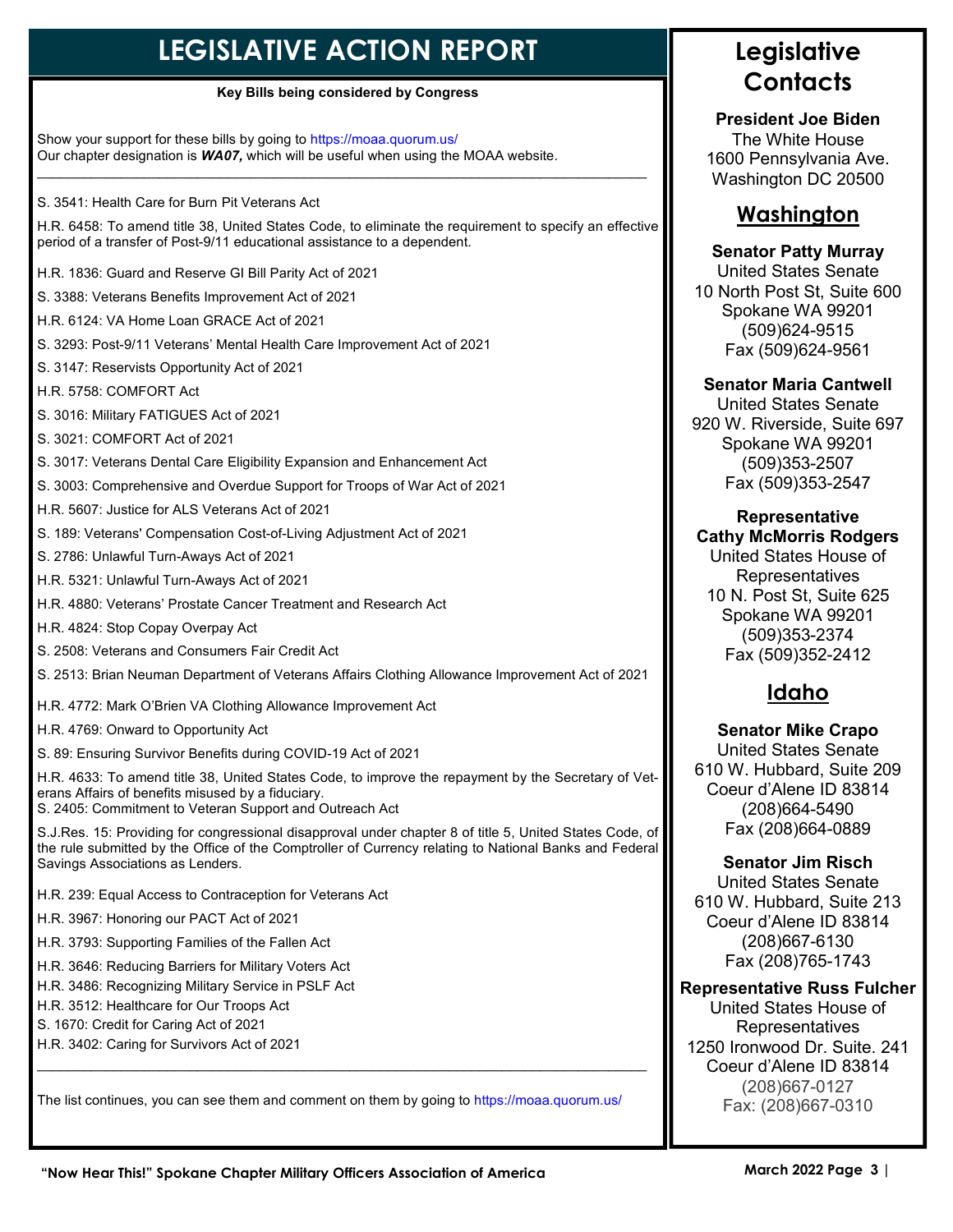# LEGISLATIVE ACTION REPORT

**Key Bills being considered by Congress**

Show your support for these bills by going to https://moaa.quorum.us/
Our chapter designation is ***WA07,*** which will be useful when using the MOAA website.

---

S. 3541: Health Care for Burn Pit Veterans Act

H.R. 6458: To amend title 38, United States Code, to eliminate the requirement to specify an effective period of a transfer of Post-9/11 educational assistance to a dependent.

H.R. 1836: Guard and Reserve GI Bill Parity Act of 2021

S. 3388: Veterans Benefits Improvement Act of 2021

H.R. 6124: VA Home Loan GRACE Act of 2021

S. 3293: Post-9/11 Veterans' Mental Health Care Improvement Act of 2021

S. 3147: Reservists Opportunity Act of 2021

H.R. 5758: COMFORT Act

S. 3016: Military FATIGUES Act of 2021

S. 3021: COMFORT Act of 2021

S. 3017: Veterans Dental Care Eligibility Expansion and Enhancement Act

S. 3003: Comprehensive and Overdue Support for Troops of War Act of 2021

H.R. 5607: Justice for ALS Veterans Act of 2021

S. 189: Veterans' Compensation Cost-of-Living Adjustment Act of 2021

S. 2786: Unlawful Turn-Aways Act of 2021

H.R. 5321: Unlawful Turn-Aways Act of 2021

H.R. 4880: Veterans' Prostate Cancer Treatment and Research Act

H.R. 4824: Stop Copay Overpay Act

S. 2508: Veterans and Consumers Fair Credit Act

S. 2513: Brian Neuman Department of Veterans Affairs Clothing Allowance Improvement Act of 2021

H.R. 4772: Mark O'Brien VA Clothing Allowance Improvement Act

H.R. 4769: Onward to Opportunity Act

S. 89: Ensuring Survivor Benefits during COVID-19 Act of 2021

H.R. 4633: To amend title 38, United States Code, to improve the repayment by the Secretary of Veterans Affairs of benefits misused by a fiduciary.
S. 2405: Commitment to Veteran Support and Outreach Act

S.J.Res. 15: Providing for congressional disapproval under chapter 8 of title 5, United States Code, of the rule submitted by the Office of the Comptroller of Currency relating to National Banks and Federal Savings Associations as Lenders.

H.R. 239: Equal Access to Contraception for Veterans Act

H.R. 3967: Honoring our PACT Act of 2021

H.R. 3793: Supporting Families of the Fallen Act

H.R. 3646: Reducing Barriers for Military Voters Act
H.R. 3486: Recognizing Military Service in PSLF Act
H.R. 3512: Healthcare for Our Troops Act
S. 1670: Credit for Caring Act of 2021
H.R. 3402: Caring for Survivors Act of 2021

---

The list continues, you can see them and comment on them by going to https://moaa.quorum.us/

# Legislative Contacts

**President Joe Biden**
The White House
1600 Pennsylvania Ave.
Washington DC 20500

## Washington

**Senator Patty Murray**
United States Senate
10 North Post St, Suite 600
Spokane WA 99201
(509)624-9515
Fax (509)624-9561

**Senator Maria Cantwell**
United States Senate
920 W. Riverside, Suite 697
Spokane WA 99201
(509)353-2507
Fax (509)353-2547

**Representative Cathy McMorris Rodgers**
United States House of Representatives
10 N. Post St, Suite 625
Spokane WA 99201
(509)353-2374
Fax (509)352-2412

## Idaho

**Senator Mike Crapo**
United States Senate
610 W. Hubbard, Suite 209
Coeur d'Alene ID 83814
(208)664-5490
Fax (208)664-0889

**Senator Jim Risch**
United States Senate
610 W. Hubbard, Suite 213
Coeur d'Alene ID 83814
(208)667-6130
Fax (208)765-1743

**Representative Russ Fulcher**
United States House of Representatives
1250 Ironwood Dr. Suite. 241
Coeur d'Alene ID 83814
(208)667-0127
Fax: (208)667-0310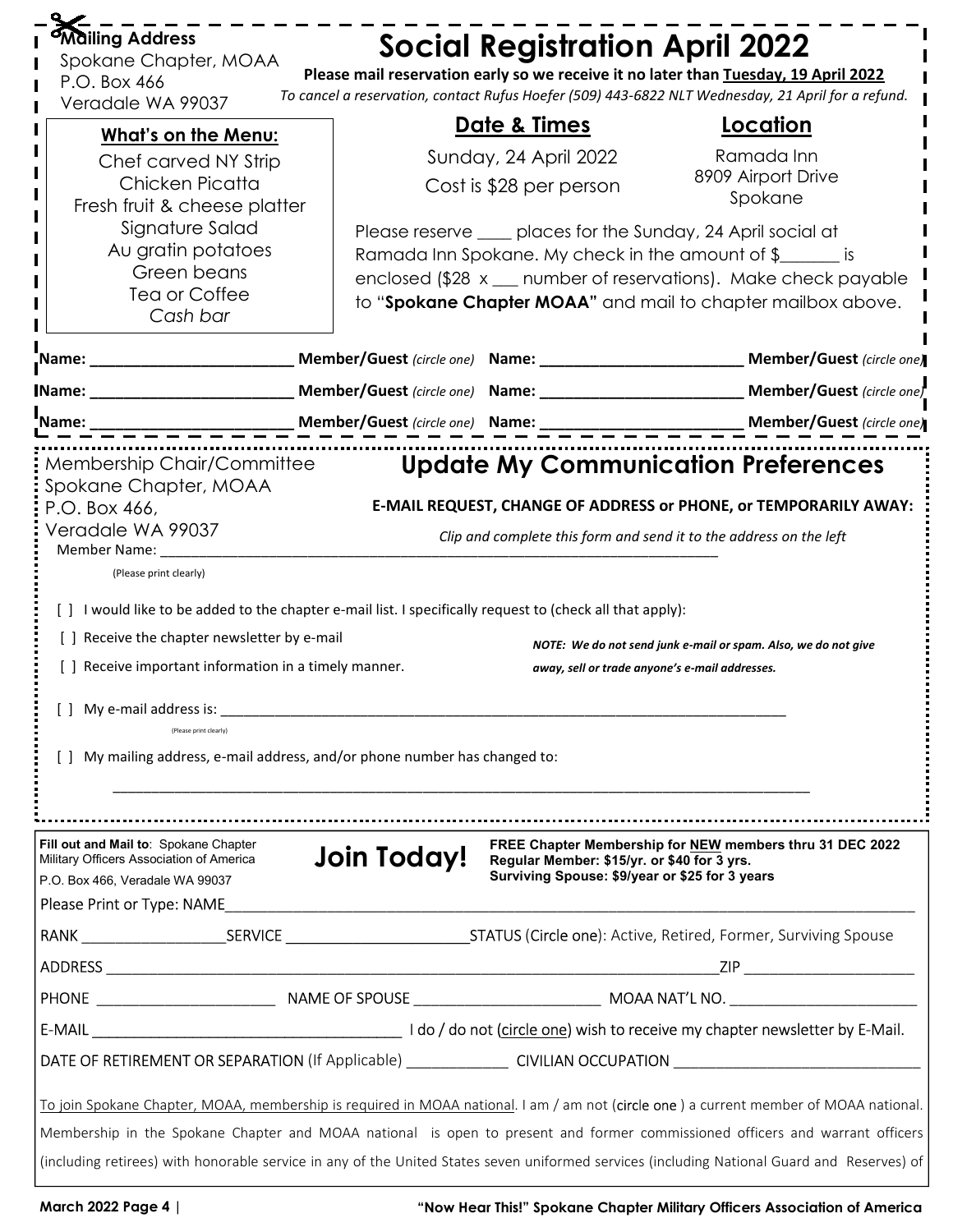**Mailing Address**
Spokane Chapter, MOAA
P.O. Box 466
Veradale WA 99037

# Social Registration April 2022

**Please mail reservation early so we receive it no later than __Tuesday, 19 April 2022__**

*To cancel a reservation, contact Rufus Hoefer (509) 443-6822 NLT Wednesday, 21 April for a refund.*

**What's on the Menu:**

Chef carved NY Strip
Chicken Picatta
Fresh fruit & cheese platter
Signature Salad
Au gratin potatoes
Green beans
Tea or Coffee
*Cash bar*

## Date & Times

Sunday, 24 April 2022
Cost is $28 per person

## Location

Ramada Inn
8909 Airport Drive
Spokane

Please reserve ____ places for the Sunday, 24 April social at Ramada Inn Spokane. My check in the amount of $_______ is enclosed ($28 x ___ number of reservations). Make check payable to "**Spokane Chapter MOAA**" and mail to chapter mailbox above.

**Name:** ________________________ **Member/Guest** *(circle one)* **Name:** ________________________ **Member/Guest** *(circle one)*

**Name:** ________________________ **Member/Guest** *(circle one)* **Name:** ________________________ **Member/Guest** *(circle one)*

**Name:** ________________________ **Member/Guest** *(circle one)* **Name:** ________________________ **Member/Guest** *(circle one)*

---

Membership Chair/Committee
Spokane Chapter, MOAA
P.O. Box 466,
Veradale WA 99037

# Update My Communication Preferences

**E-MAIL REQUEST, CHANGE OF ADDRESS or PHONE, or TEMPORARILY AWAY:**

*Clip and complete this form and send it to the address on the left*

Member Name: ________________________________________________________________________
(Please print clearly)

[ ] I would like to be added to the chapter e-mail list. I specifically request to (check all that apply):

[ ] Receive the chapter newsletter by e-mail

[ ] Receive important information in a timely manner.

***NOTE: We do not send junk e-mail or spam. Also, we do not give away, sell or trade anyone's e-mail addresses.***

[ ] My e-mail address is: ________________________________________________________________________
(Please print clearly)

[ ] My mailing address, e-mail address, and/or phone number has changed to:

________________________________________________________________________________________

---

**Fill out and Mail to**: Spokane Chapter Military Officers Association of America
P.O. Box 466, Veradale WA 99037

# Join Today!

**FREE Chapter Membership for __NEW__ members thru 31 DEC 2022**
**Regular Member: $15/yr. or $40 for 3 yrs.**
**Surviving Spouse: $9/year or $25 for 3 years**

Please Print or Type: NAME________________________________________________________________________

RANK _________________SERVICE ______________________STATUS (Circle one): Active, Retired, Former, Surviving Spouse

ADDRESS ________________________________________________________________________ZIP ____________________

PHONE ______________________ NAME OF SPOUSE _______________________ MOAA NAT'L NO. _______________________

E-MAIL ______________________________________ I do / do not (circle one) wish to receive my chapter newsletter by E-Mail.

DATE OF RETIREMENT OR SEPARATION (If Applicable) ____________ CIVILIAN OCCUPATION ______________________________

__To join Spokane Chapter, MOAA, membership is required in MOAA national__. I am / am not (circle one ) a current member of MOAA national. Membership in the Spokane Chapter and MOAA national is open to present and former commissioned officers and warrant officers (including retirees) with honorable service in any of the United States seven uniformed services (including National Guard and Reserves) of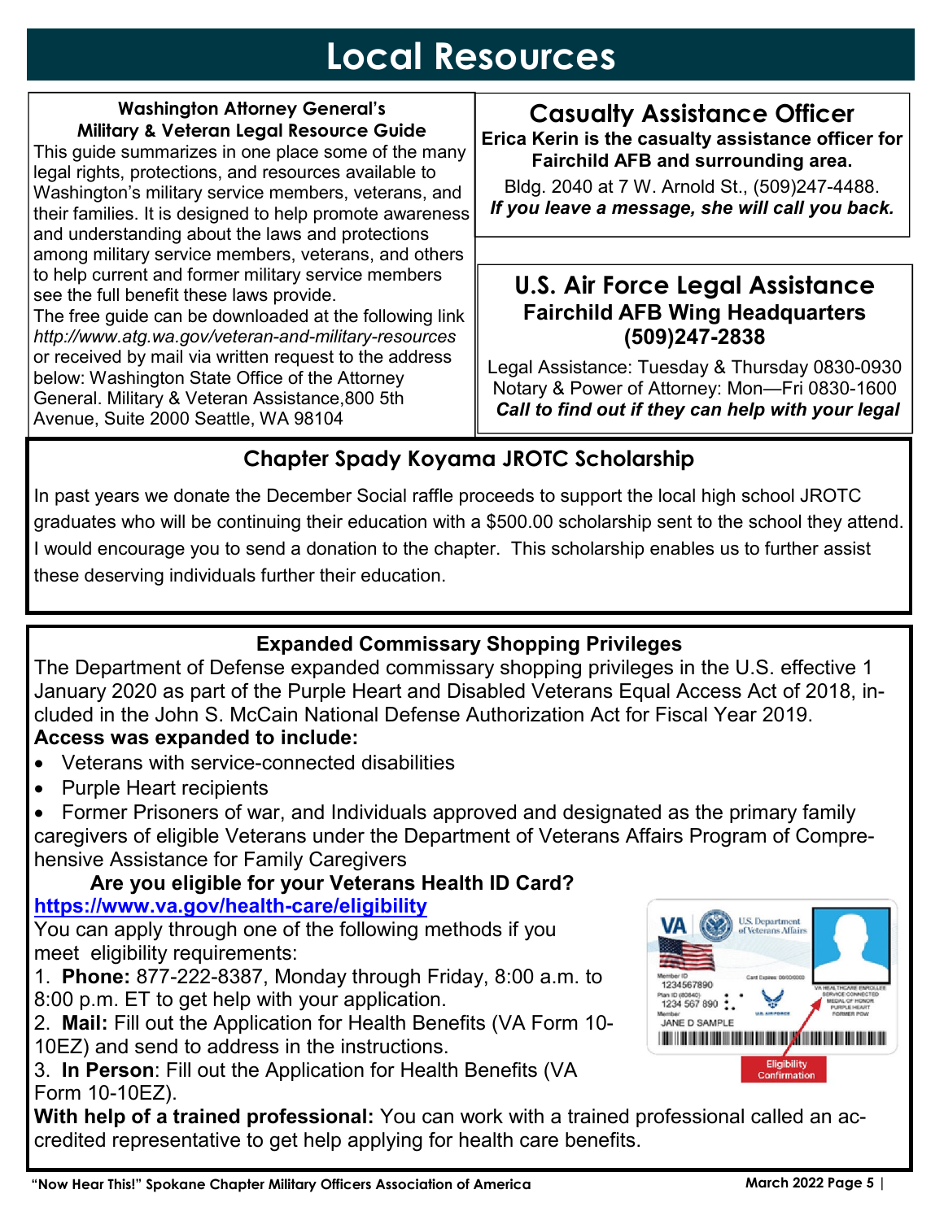# Local Resources

### Washington Attorney General's Military & Veteran Legal Resource Guide

This guide summarizes in one place some of the many legal rights, protections, and resources available to Washington's military service members, veterans, and their families. It is designed to help promote awareness and understanding about the laws and protections among military service members, veterans, and others to help current and former military service members see the full benefit these laws provide.

The free guide can be downloaded at the following link *http://www.atg.wa.gov/veteran-and-military-resources* or received by mail via written request to the address below: Washington State Office of the Attorney General. Military & Veteran Assistance,800 5th Avenue, Suite 2000 Seattle, WA 98104

## Casualty Assistance Officer

**Erica Kerin is the casualty assistance officer for Fairchild AFB and surrounding area.**

Bldg. 2040 at 7 W. Arnold St., (509)247-4488.

***If you leave a message, she will call you back.***

## U.S. Air Force Legal Assistance

**Fairchild AFB Wing Headquarters (509)247-2838**

Legal Assistance: Tuesday & Thursday 0830-0930

Notary & Power of Attorney: Mon—Fri 0830-1600

***Call to find out if they can help with your legal***

## Chapter Spady Koyama JROTC Scholarship

In past years we donate the December Social raffle proceeds to support the local high school JROTC graduates who will be continuing their education with a $500.00 scholarship sent to the school they attend. I would encourage you to send a donation to the chapter. This scholarship enables us to further assist these deserving individuals further their education.

### Expanded Commissary Shopping Privileges

The Department of Defense expanded commissary shopping privileges in the U.S. effective 1 January 2020 as part of the Purple Heart and Disabled Veterans Equal Access Act of 2018, included in the John S. McCain National Defense Authorization Act for Fiscal Year 2019.

**Access was expanded to include:**

- Veterans with service-connected disabilities
- Purple Heart recipients
- Former Prisoners of war, and Individuals approved and designated as the primary family caregivers of eligible Veterans under the Department of Veterans Affairs Program of Comprehensive Assistance for Family Caregivers

**Are you eligible for your Veterans Health ID Card?**

**https://www.va.gov/health-care/eligibility**

You can apply through one of the following methods if you meet eligibility requirements:

1. **Phone:** 877-222-8387, Monday through Friday, 8:00 a.m. to 8:00 p.m. ET to get help with your application.
2. **Mail:** Fill out the Application for Health Benefits (VA Form 10-10EZ) and send to address in the instructions.
3. **In Person**: Fill out the Application for Health Benefits (VA Form 10-10EZ).

**With help of a trained professional:** You can work with a trained professional called an accredited representative to get help applying for health care benefits.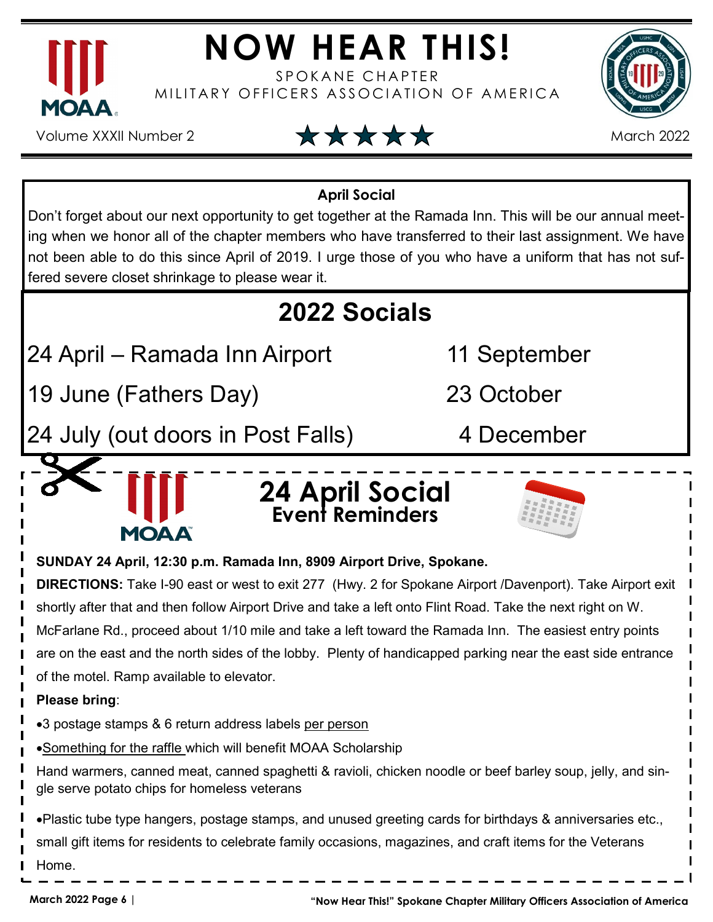# NOW HEAR THIS!

SPOKANE CHAPTER
MILITARY OFFICERS ASSOCIATION OF AMERICA

Volume XXXII Number 2 ★★★★★ March 2022

**April Social**

Don't forget about our next opportunity to get together at the Ramada Inn. This will be our annual meeting when we honor all of the chapter members who have transferred to their last assignment. We have not been able to do this since April of 2019. I urge those of you who have a uniform that has not suffered severe closet shrinkage to please wear it.

## 2022 Socials

| | |
|---|---|
| 24 April – Ramada Inn Airport | 11 September |
| 19 June (Fathers Day) | 23 October |
| 24 July (out doors in Post Falls) | 4 December |

## 24 April Social
### Event Reminders

**SUNDAY 24 April, 12:30 p.m. Ramada Inn, 8909 Airport Drive, Spokane.**

**DIRECTIONS:** Take I-90 east or west to exit 277 (Hwy. 2 for Spokane Airport /Davenport). Take Airport exit shortly after that and then follow Airport Drive and take a left onto Flint Road. Take the next right on W. McFarlane Rd., proceed about 1/10 mile and take a left toward the Ramada Inn. The easiest entry points are on the east and the north sides of the lobby. Plenty of handicapped parking near the east side entrance of the motel. Ramp available to elevator.

**Please bring**:

- 3 postage stamps & 6 return address labels per person
- Something for the raffle which will benefit MOAA Scholarship

Hand warmers, canned meat, canned spaghetti & ravioli, chicken noodle or beef barley soup, jelly, and single serve potato chips for homeless veterans

- Plastic tube type hangers, postage stamps, and unused greeting cards for birthdays & anniversaries etc., small gift items for residents to celebrate family occasions, magazines, and craft items for the Veterans Home.